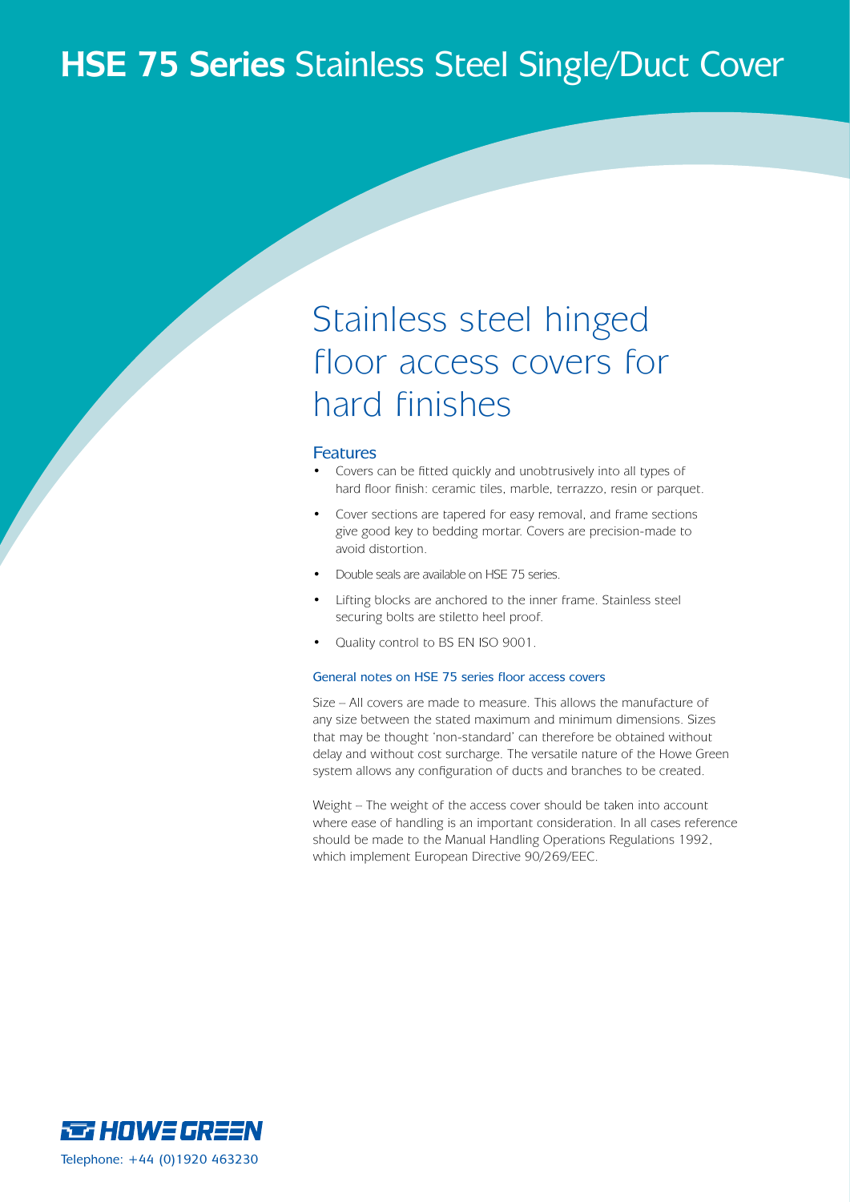# **HSE 75 Series** Stainless Steel Single/Duct Cover

## Stainless steel hinged floor access covers for hard finishes

### Features

- Covers can be fitted quickly and unobtrusively into all types of hard floor finish: ceramic tiles, marble, terrazzo, resin or parquet.
- Cover sections are tapered for easy removal, and frame sections give good key to bedding mortar. Covers are precision-made to avoid distortion.
- Double seals are available on HSE 75 series.
- Lifting blocks are anchored to the inner frame. Stainless steel securing bolts are stiletto heel proof.
- Quality control to BS EN ISO 9001.

#### General notes on HSE 75 series floor access covers

Size – All covers are made to measure. This allows the manufacture of any size between the stated maximum and minimum dimensions. Sizes that may be thought 'non-standard' can therefore be obtained without delay and without cost surcharge. The versatile nature of the Howe Green system allows any configuration of ducts and branches to be created.

Weight – The weight of the access cover should be taken into account where ease of handling is an important consideration. In all cases reference should be made to the Manual Handling Operations Regulations 1992, which implement European Directive 90/269/EEC.

HOWE GREEN

Telephone: +44 (0)1920 463230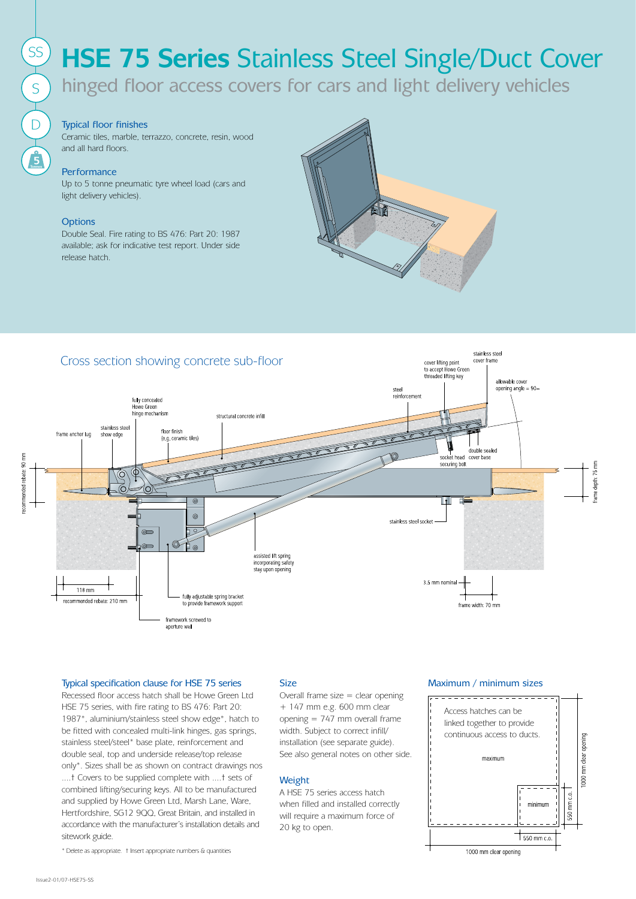SS

S

D

5 Tonnes

# HSE 75 Series Stainless Steel Single/Duct Cover

## hinged floor access covers for cars and light delivery vehicles

### Typical floor finishes

Ceramic tiles, marble, terrazzo, concrete, resin, wood and all hard floors.

### Performance

Up to 5 tonne pneumatic tyre wheel load (cars and light delivery vehicles).

### Options

Double Seal. Fire rating to BS 476: Part 20: 1987 available; ask for indicative test report. Under side release hatch.

## Cross section showing concrete sub-floor

stainless steel cover frame

cover lifting point to accept Howe Green threaded lifting key

allowable cover opening angle = 90˚

steel reinforcement

fully concealed Howe Green hinge mechanism

structural concrete infill

stainless steel show edge

frame anchor lug

floor finish (e.g. ceramic tiles)

double sealed cover base

socket head securing bolt

recommended rebate: 90 mm

frame depth: 75 mm

stainless steel socket

assisted lift spring incorporating safety stay upon opening

118 mm

recommended rebate: 210 mm

fully adjustable spring bracket to provide framework support

framework screwed to aperture wall

3.5 mm nominal

frame width: 70 mm

### Typical specification clause for HSE 75 series

Recessed floor access hatch shall be Howe Green Ltd HSE 75 series, with fire rating to BS 476: Part 20: 1987*, aluminium/stainless steel show edge*, hatch to be fitted with concealed multi-link hinges, gas springs, stainless steel/steel* base plate, reinforcement and double seal, top and underside release/top release only*. Sizes shall be as shown on contract drawings nos ....† Covers to be supplied complete with ....† sets of combined lifting/securing keys. All to be manufactured and supplied by Howe Green Ltd, Marsh Lane, Ware, Hertfordshire, SG12 9QQ, Great Britain, and installed in accordance with the manufacturer's installation details and sitework guide.

\* Delete as appropriate. † Insert appropriate numbers & quantities

### Size

Overall frame size = clear opening + 147 mm e.g. 600 mm clear opening = 747 mm overall frame width. Subject to correct infill/installation (see separate guide). See also general notes on other side.

### Weight

A HSE 75 series access hatch when filled and installed correctly will require a maximum force of 20 kg to open.

### Maximum / minimum sizes

Access hatches can be linked together to provide continuous access to ducts.

maximum

minimum

550 mm c.o.

1000 mm clear opening

550 mm c.o.

1000 mm clear opening

Issue2-01/07-HSE75-SS